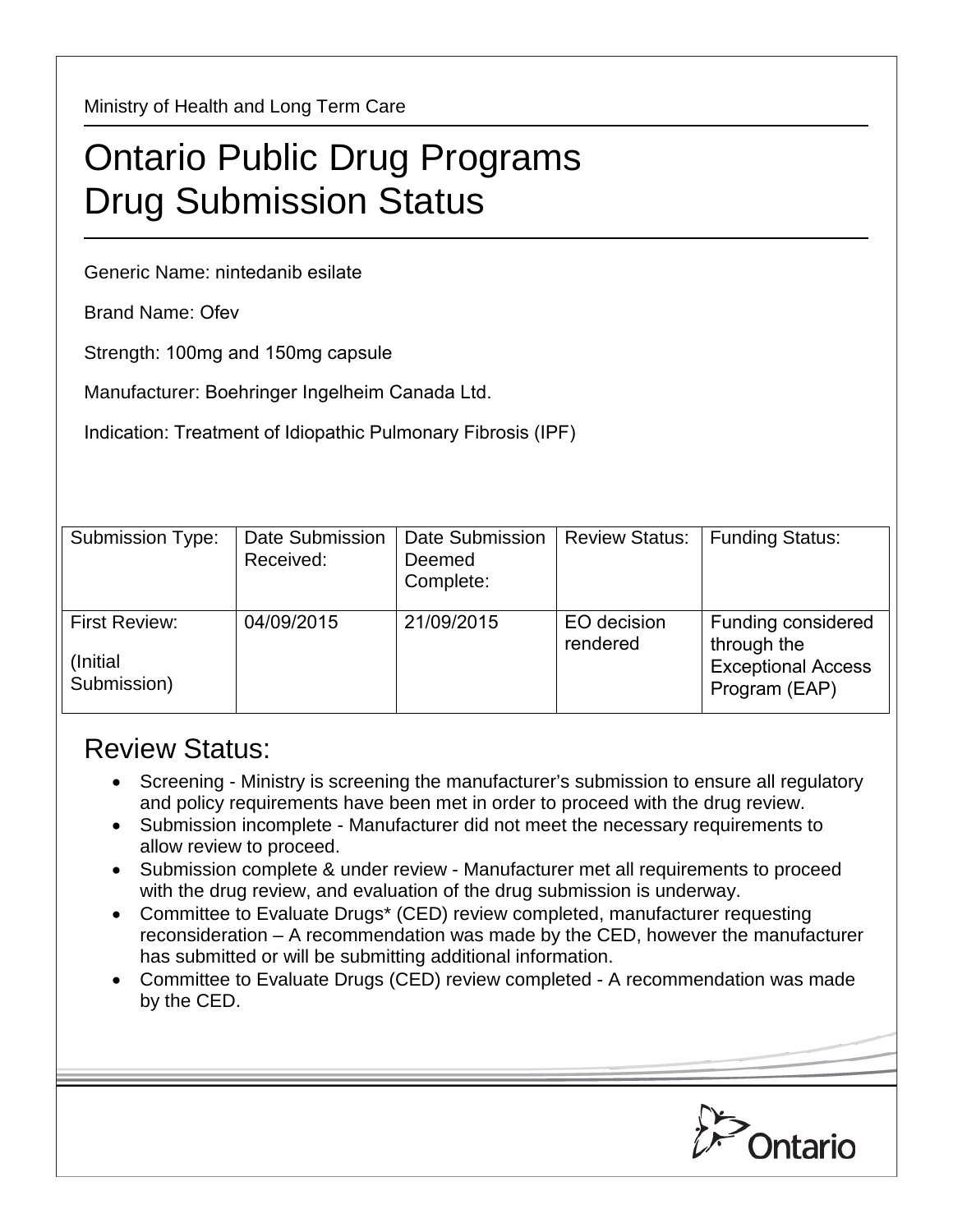Ministry of Health and Long Term Care

# Ontario Public Drug Programs
# Drug Submission Status

Generic Name: nintedanib esilate

Brand Name: Ofev

Strength: 100mg and 150mg capsule

Manufacturer: Boehringer Ingelheim Canada Ltd.

Indication: Treatment of Idiopathic Pulmonary Fibrosis (IPF)

| Submission Type: | Date Submission Received: | Date Submission Deemed Complete: | Review Status: | Funding Status: |
|---|---|---|---|---|
| First Review: (Initial Submission) | 04/09/2015 | 21/09/2015 | EO decision rendered | Funding considered through the Exceptional Access Program (EAP) |

## Review Status:

- Screening - Ministry is screening the manufacturer's submission to ensure all regulatory and policy requirements have been met in order to proceed with the drug review.
- Submission incomplete - Manufacturer did not meet the necessary requirements to allow review to proceed.
- Submission complete & under review - Manufacturer met all requirements to proceed with the drug review, and evaluation of the drug submission is underway.
- Committee to Evaluate Drugs* (CED) review completed, manufacturer requesting reconsideration – A recommendation was made by the CED, however the manufacturer has submitted or will be submitting additional information.
- Committee to Evaluate Drugs (CED) review completed - A recommendation was made by the CED.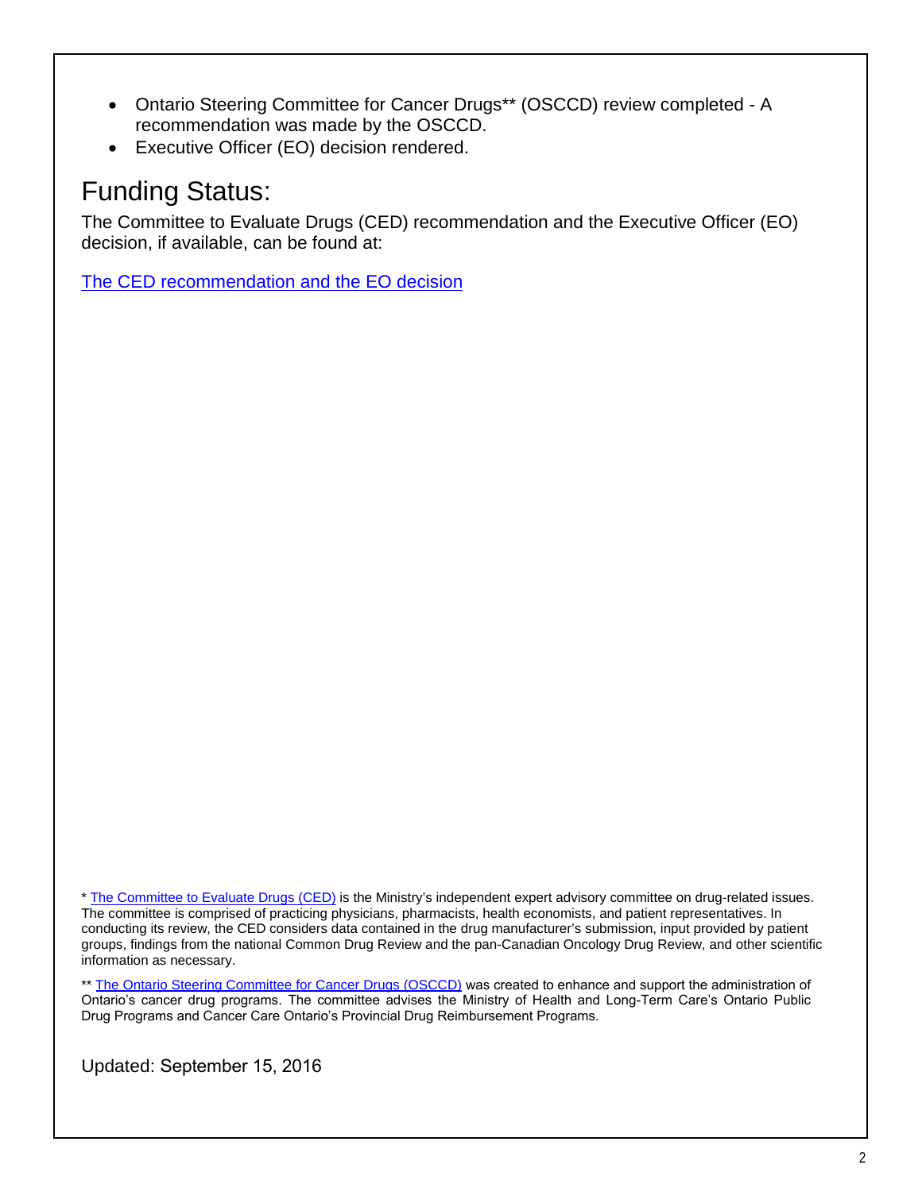- Ontario Steering Committee for Cancer Drugs** (OSCCD) review completed - A recommendation was made by the OSCCD.
- Executive Officer (EO) decision rendered.

# Funding Status:

The Committee to Evaluate Drugs (CED) recommendation and the Executive Officer (EO) decision, if available, can be found at:

The CED recommendation and the EO decision

* The Committee to Evaluate Drugs (CED) is the Ministry's independent expert advisory committee on drug-related issues. The committee is comprised of practicing physicians, pharmacists, health economists, and patient representatives. In conducting its review, the CED considers data contained in the drug manufacturer's submission, input provided by patient groups, findings from the national Common Drug Review and the pan-Canadian Oncology Drug Review, and other scientific information as necessary.

** The Ontario Steering Committee for Cancer Drugs (OSCCD) was created to enhance and support the administration of Ontario's cancer drug programs. The committee advises the Ministry of Health and Long-Term Care's Ontario Public Drug Programs and Cancer Care Ontario's Provincial Drug Reimbursement Programs.

Updated: September 15, 2016